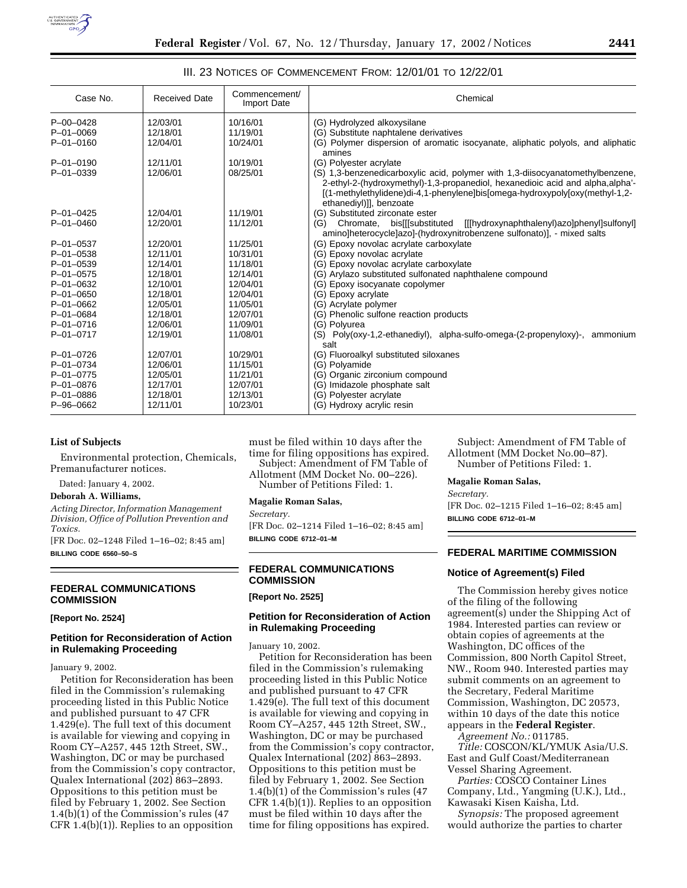## III. 23 Notices of Commencement From: 12/01/01 to 12/22/01

| Case No. | Received Date | Commencement/ Import Date | Chemical |
|---|---|---|---|
| P–00–0428 | 12/03/01 | 10/16/01 | (G) Hydrolyzed alkoxysilane |
| P–01–0069 | 12/18/01 | 11/19/01 | (G) Substitute naphtalene derivatives |
| P–01–0160 | 12/04/01 | 10/24/01 | (G) Polymer dispersion of aromatic isocyanate, aliphatic polyols, and aliphatic amines |
| P–01–0190 | 12/11/01 | 10/19/01 | (G) Polyester acrylate |
| P–01–0339 | 12/06/01 | 08/25/01 | (S) 1,3-benzenedicarboxylic acid, polymer with 1,3-diisocyanatomethylbenzene, 2-ethyl-2-(hydroxymethyl)-1,3-propanediol, hexanedioic acid and alpha,alpha'-[(1-methylethylidene)di-4,1-phenylene]bis[omega-hydroxypoly[oxy(methyl-1,2-ethanediyl)]], benzoate |
| P–01–0425 | 12/04/01 | 11/19/01 | (G) Substituted zirconate ester |
| P–01–0460 | 12/20/01 | 11/12/01 | (G) Chromate, bis[[[substituted [[[hydroxynaphthalenyl)azo]phenyl]sulfonyl] amino]heterocycle]azo]-(hydroxynitrobenzene sulfonato)], - mixed salts |
| P–01–0537 | 12/20/01 | 11/25/01 | (G) Epoxy novolac acrylate carboxylate |
| P–01–0538 | 12/11/01 | 10/31/01 | (G) Epoxy novolac acrylate |
| P–01–0539 | 12/14/01 | 11/18/01 | (G) Epoxy novolac acrylate carboxylate |
| P–01–0575 | 12/18/01 | 12/14/01 | (G) Arylazo substituted sulfonated naphthalene compound |
| P–01–0632 | 12/10/01 | 12/04/01 | (G) Epoxy isocyanate copolymer |
| P–01–0650 | 12/18/01 | 12/04/01 | (G) Epoxy acrylate |
| P–01–0662 | 12/05/01 | 11/05/01 | (G) Acrylate polymer |
| P–01–0684 | 12/18/01 | 12/07/01 | (G) Phenolic sulfone reaction products |
| P–01–0716 | 12/06/01 | 11/09/01 | (G) Polyurea |
| P–01–0717 | 12/19/01 | 11/08/01 | (S) Poly(oxy-1,2-ethanediyl), alpha-sulfo-omega-(2-propenyloxy)-, ammonium salt |
| P–01–0726 | 12/07/01 | 10/29/01 | (G) Fluoroalkyl substituted siloxanes |
| P–01–0734 | 12/06/01 | 11/15/01 | (G) Polyamide |
| P–01–0775 | 12/05/01 | 11/21/01 | (G) Organic zirconium compound |
| P–01–0876 | 12/17/01 | 12/07/01 | (G) Imidazole phosphate salt |
| P–01–0886 | 12/18/01 | 12/13/01 | (G) Polyester acrylate |
| P–96–0662 | 12/11/01 | 10/23/01 | (G) Hydroxy acrylic resin |

**List of Subjects**

Environmental protection, Chemicals, Premanufacturer notices.

Dated: January 4, 2002.

**Deborah A. Williams,**

*Acting Director, Information Management Division, Office of Pollution Prevention and Toxics.*

[FR Doc. 02–1248 Filed 1–16–02; 8:45 am]

**BILLING CODE 6560–50–S**

---

## FEDERAL COMMUNICATIONS COMMISSION

**[Report No. 2524]**

### Petition for Reconsideration of Action in Rulemaking Proceeding

January 9, 2002.

Petition for Reconsideration has been filed in the Commission's rulemaking proceeding listed in this Public Notice and published pursuant to 47 CFR 1.429(e). The full text of this document is available for viewing and copying in Room CY–A257, 445 12th Street, SW., Washington, DC or may be purchased from the Commission's copy contractor, Qualex International (202) 863–2893. Oppositions to this petition must be filed by February 1, 2002. See Section 1.4(b)(1) of the Commission's rules (47 CFR 1.4(b)(1)). Replies to an opposition must be filed within 10 days after the time for filing oppositions has expired.

Subject: Amendment of FM Table of Allotment (MM Docket No. 00–226).

Number of Petitions Filed: 1.

**Magalie Roman Salas,**

*Secretary.*

[FR Doc. 02–1214 Filed 1–16–02; 8:45 am]

**BILLING CODE 6712–01–M**

---

## FEDERAL COMMUNICATIONS COMMISSION

**[Report No. 2525]**

### Petition for Reconsideration of Action in Rulemaking Proceeding

January 10, 2002.

Petition for Reconsideration has been filed in the Commission's rulemaking proceeding listed in this Public Notice and published pursuant to 47 CFR 1.429(e). The full text of this document is available for viewing and copying in Room CY–A257, 445 12th Street, SW., Washington, DC or may be purchased from the Commission's copy contractor, Qualex International (202) 863–2893. Oppositions to this petition must be filed by February 1, 2002. See Section 1.4(b)(1) of the Commission's rules (47 CFR 1.4(b)(1)). Replies to an opposition must be filed within 10 days after the time for filing oppositions has expired.

Subject: Amendment of FM Table of Allotment (MM Docket No.00–87).

Number of Petitions Filed: 1.

**Magalie Roman Salas,**

*Secretary.*

[FR Doc. 02–1215 Filed 1–16–02; 8:45 am]

**BILLING CODE 6712–01–M**

---

## FEDERAL MARITIME COMMISSION

### Notice of Agreement(s) Filed

The Commission hereby gives notice of the filing of the following agreement(s) under the Shipping Act of 1984. Interested parties can review or obtain copies of agreements at the Washington, DC offices of the Commission, 800 North Capitol Street, NW., Room 940. Interested parties may submit comments on an agreement to the Secretary, Federal Maritime Commission, Washington, DC 20573, within 10 days of the date this notice appears in the **Federal Register**.

*Agreement No.:* 011785.

*Title:* COSCON/KL/YMUK Asia/U.S. East and Gulf Coast/Mediterranean Vessel Sharing Agreement.

*Parties:* COSCO Container Lines Company, Ltd., Yangming (U.K.), Ltd., Kawasaki Kisen Kaisha, Ltd.

*Synopsis:* The proposed agreement would authorize the parties to charter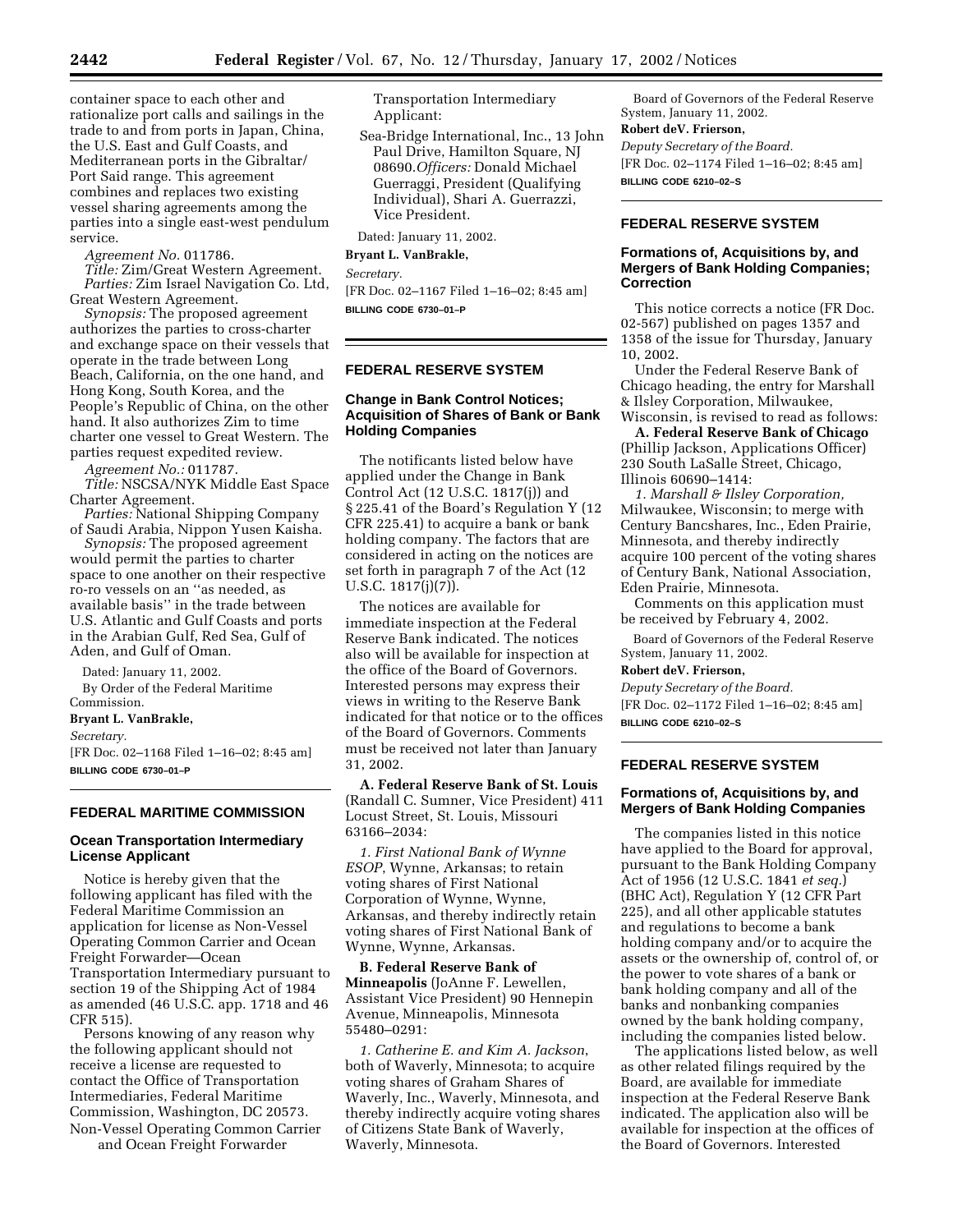container space to each other and rationalize port calls and sailings in the trade to and from ports in Japan, China, the U.S. East and Gulf Coasts, and Mediterranean ports in the Gibraltar/Port Said range. This agreement combines and replaces two existing vessel sharing agreements among the parties into a single east-west pendulum service.

*Agreement No.* 011786.

*Title:* Zim/Great Western Agreement.

*Parties:* Zim Israel Navigation Co. Ltd, Great Western Agreement.

*Synopsis:* The proposed agreement authorizes the parties to cross-charter and exchange space on their vessels that operate in the trade between Long Beach, California, on the one hand, and Hong Kong, South Korea, and the People's Republic of China, on the other hand. It also authorizes Zim to time charter one vessel to Great Western. The parties request expedited review.

*Agreement No.:* 011787.

*Title:* NSCSA/NYK Middle East Space Charter Agreement.

*Parties:* National Shipping Company of Saudi Arabia, Nippon Yusen Kaisha.

*Synopsis:* The proposed agreement would permit the parties to charter space to one another on their respective ro-ro vessels on an ''as needed, as available basis'' in the trade between U.S. Atlantic and Gulf Coasts and ports in the Arabian Gulf, Red Sea, Gulf of Aden, and Gulf of Oman.

Dated: January 11, 2002.

By Order of the Federal Maritime Commission.

**Bryant L. VanBrakle,**

*Secretary.*

[FR Doc. 02–1168 Filed 1–16–02; 8:45 am]

**BILLING CODE 6730–01–P**

## FEDERAL MARITIME COMMISSION

### Ocean Transportation Intermediary License Applicant

Notice is hereby given that the following applicant has filed with the Federal Maritime Commission an application for license as Non-Vessel Operating Common Carrier and Ocean Freight Forwarder—Ocean Transportation Intermediary pursuant to section 19 of the Shipping Act of 1984 as amended (46 U.S.C. app. 1718 and 46 CFR 515).

Persons knowing of any reason why the following applicant should not receive a license are requested to contact the Office of Transportation Intermediaries, Federal Maritime Commission, Washington, DC 20573.

Non-Vessel Operating Common Carrier and Ocean Freight Forwarder Transportation Intermediary Applicant:

Sea-Bridge International, Inc., 13 John Paul Drive, Hamilton Square, NJ 08690.*Officers:* Donald Michael Guerraggi, President (Qualifying Individual), Shari A. Guerrazzi, Vice President.

Dated: January 11, 2002.

**Bryant L. VanBrakle,**

*Secretary.*

[FR Doc. 02–1167 Filed 1–16–02; 8:45 am]

**BILLING CODE 6730–01–P**

## FEDERAL RESERVE SYSTEM

### Change in Bank Control Notices; Acquisition of Shares of Bank or Bank Holding Companies

The notificants listed below have applied under the Change in Bank Control Act (12 U.S.C. 1817(j)) and § 225.41 of the Board's Regulation Y (12 CFR 225.41) to acquire a bank or bank holding company. The factors that are considered in acting on the notices are set forth in paragraph 7 of the Act (12 U.S.C. 1817(j)(7)).

The notices are available for immediate inspection at the Federal Reserve Bank indicated. The notices also will be available for inspection at the office of the Board of Governors. Interested persons may express their views in writing to the Reserve Bank indicated for that notice or to the offices of the Board of Governors. Comments must be received not later than January 31, 2002.

**A. Federal Reserve Bank of St. Louis** (Randall C. Sumner, Vice President) 411 Locust Street, St. Louis, Missouri 63166–2034:

*1. First National Bank of Wynne ESOP*, Wynne, Arkansas; to retain voting shares of First National Corporation of Wynne, Wynne, Arkansas, and thereby indirectly retain voting shares of First National Bank of Wynne, Wynne, Arkansas.

**B. Federal Reserve Bank of Minneapolis** (JoAnne F. Lewellen, Assistant Vice President) 90 Hennepin Avenue, Minneapolis, Minnesota 55480–0291:

*1. Catherine E. and Kim A. Jackson*, both of Waverly, Minnesota; to acquire voting shares of Graham Shares of Waverly, Inc., Waverly, Minnesota, and thereby indirectly acquire voting shares of Citizens State Bank of Waverly, Waverly, Minnesota.

Board of Governors of the Federal Reserve System, January 11, 2002.

**Robert deV. Frierson,**

*Deputy Secretary of the Board.*

[FR Doc. 02–1174 Filed 1–16–02; 8:45 am]

**BILLING CODE 6210–02–S**

## FEDERAL RESERVE SYSTEM

### Formations of, Acquisitions by, and Mergers of Bank Holding Companies; Correction

This notice corrects a notice (FR Doc. 02-567) published on pages 1357 and 1358 of the issue for Thursday, January 10, 2002.

Under the Federal Reserve Bank of Chicago heading, the entry for Marshall & Ilsley Corporation, Milwaukee, Wisconsin, is revised to read as follows:

**A. Federal Reserve Bank of Chicago** (Phillip Jackson, Applications Officer) 230 South LaSalle Street, Chicago, Illinois 60690–1414:

*1. Marshall & Ilsley Corporation,* Milwaukee, Wisconsin; to merge with Century Bancshares, Inc., Eden Prairie, Minnesota, and thereby indirectly acquire 100 percent of the voting shares of Century Bank, National Association, Eden Prairie, Minnesota.

Comments on this application must be received by February 4, 2002.

Board of Governors of the Federal Reserve System, January 11, 2002.

**Robert deV. Frierson,**

*Deputy Secretary of the Board.*

[FR Doc. 02–1172 Filed 1–16–02; 8:45 am]

**BILLING CODE 6210–02–S**

## FEDERAL RESERVE SYSTEM

### Formations of, Acquisitions by, and Mergers of Bank Holding Companies

The companies listed in this notice have applied to the Board for approval, pursuant to the Bank Holding Company Act of 1956 (12 U.S.C. 1841 *et seq.*) (BHC Act), Regulation Y (12 CFR Part 225), and all other applicable statutes and regulations to become a bank holding company and/or to acquire the assets or the ownership of, control of, or the power to vote shares of a bank or bank holding company and all of the banks and nonbanking companies owned by the bank holding company, including the companies listed below.

The applications listed below, as well as other related filings required by the Board, are available for immediate inspection at the Federal Reserve Bank indicated. The application also will be available for inspection at the offices of the Board of Governors. Interested